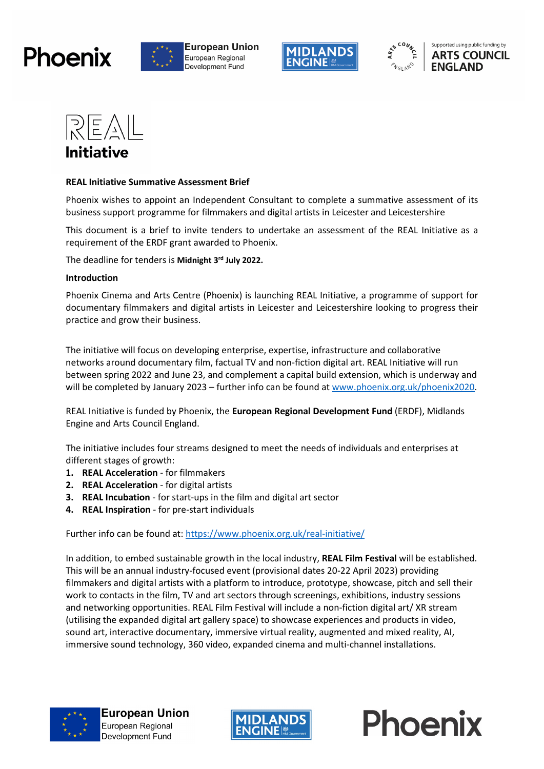# REAL Initiative

**REAL Initiative Summative Assessment Brief**

Phoenix wishes to appoint an Independent Consultant to complete a summative assessment of its business support programme for filmmakers and digital artists in Leicester and Leicestershire

This document is a brief to invite tenders to undertake an assessment of the REAL Initiative as a requirement of the ERDF grant awarded to Phoenix.

The deadline for tenders is **Midnight 3rd July 2022.**

**Introduction**

Phoenix Cinema and Arts Centre (Phoenix) is launching REAL Initiative, a programme of support for documentary filmmakers and digital artists in Leicester and Leicestershire looking to progress their practice and grow their business.

The initiative will focus on developing enterprise, expertise, infrastructure and collaborative networks around documentary film, factual TV and non-fiction digital art. REAL Initiative will run between spring 2022 and June 23, and complement a capital build extension, which is underway and will be completed by January 2023 – further info can be found at www.phoenix.org.uk/phoenix2020.

REAL Initiative is funded by Phoenix, the **European Regional Development Fund** (ERDF), Midlands Engine and Arts Council England.

The initiative includes four streams designed to meet the needs of individuals and enterprises at different stages of growth:

1. **REAL Acceleration** - for filmmakers
2. **REAL Acceleration** - for digital artists
3. **REAL Incubation** - for start-ups in the film and digital art sector
4. **REAL Inspiration** - for pre-start individuals

Further info can be found at: https://www.phoenix.org.uk/real-initiative/

In addition, to embed sustainable growth in the local industry, **REAL Film Festival** will be established. This will be an annual industry-focused event (provisional dates 20-22 April 2023) providing filmmakers and digital artists with a platform to introduce, prototype, showcase, pitch and sell their work to contacts in the film, TV and art sectors through screenings, exhibitions, industry sessions and networking opportunities. REAL Film Festival will include a non-fiction digital art/ XR stream (utilising the expanded digital art gallery space) to showcase experiences and products in video, sound art, interactive documentary, immersive virtual reality, augmented and mixed reality, AI, immersive sound technology, 360 video, expanded cinema and multi-channel installations.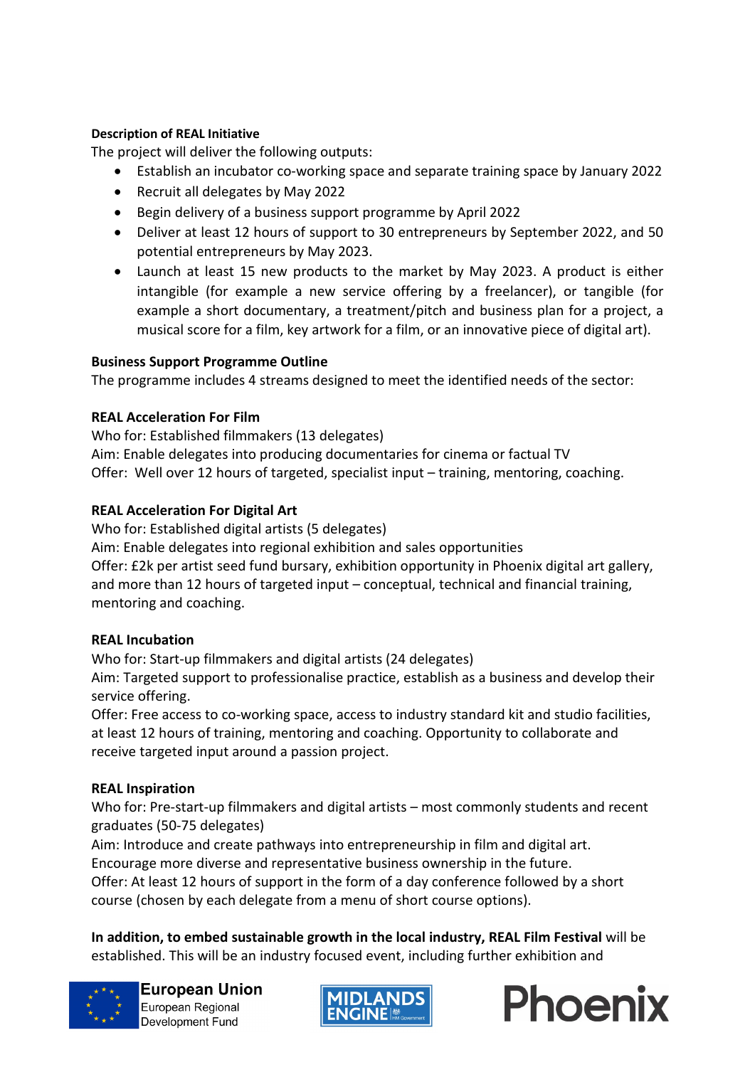**Description of REAL Initiative**

The project will deliver the following outputs:

- Establish an incubator co-working space and separate training space by January 2022
- Recruit all delegates by May 2022
- Begin delivery of a business support programme by April 2022
- Deliver at least 12 hours of support to 30 entrepreneurs by September 2022, and 50 potential entrepreneurs by May 2023.
- Launch at least 15 new products to the market by May 2023. A product is either intangible (for example a new service offering by a freelancer), or tangible (for example a short documentary, a treatment/pitch and business plan for a project, a musical score for a film, key artwork for a film, or an innovative piece of digital art).

**Business Support Programme Outline**

The programme includes 4 streams designed to meet the identified needs of the sector:

**REAL Acceleration For Film**

Who for: Established filmmakers (13 delegates)
Aim: Enable delegates into producing documentaries for cinema or factual TV
Offer: Well over 12 hours of targeted, specialist input – training, mentoring, coaching.

**REAL Acceleration For Digital Art**

Who for: Established digital artists (5 delegates)
Aim: Enable delegates into regional exhibition and sales opportunities
Offer: £2k per artist seed fund bursary, exhibition opportunity in Phoenix digital art gallery, and more than 12 hours of targeted input – conceptual, technical and financial training, mentoring and coaching.

**REAL Incubation**

Who for: Start-up filmmakers and digital artists (24 delegates)
Aim: Targeted support to professionalise practice, establish as a business and develop their service offering.
Offer: Free access to co-working space, access to industry standard kit and studio facilities, at least 12 hours of training, mentoring and coaching. Opportunity to collaborate and receive targeted input around a passion project.

**REAL Inspiration**

Who for: Pre-start-up filmmakers and digital artists – most commonly students and recent graduates (50-75 delegates)
Aim: Introduce and create pathways into entrepreneurship in film and digital art. Encourage more diverse and representative business ownership in the future.
Offer: At least 12 hours of support in the form of a day conference followed by a short course (chosen by each delegate from a menu of short course options).

**In addition, to embed sustainable growth in the local industry, REAL Film Festival** will be established. This will be an industry focused event, including further exhibition and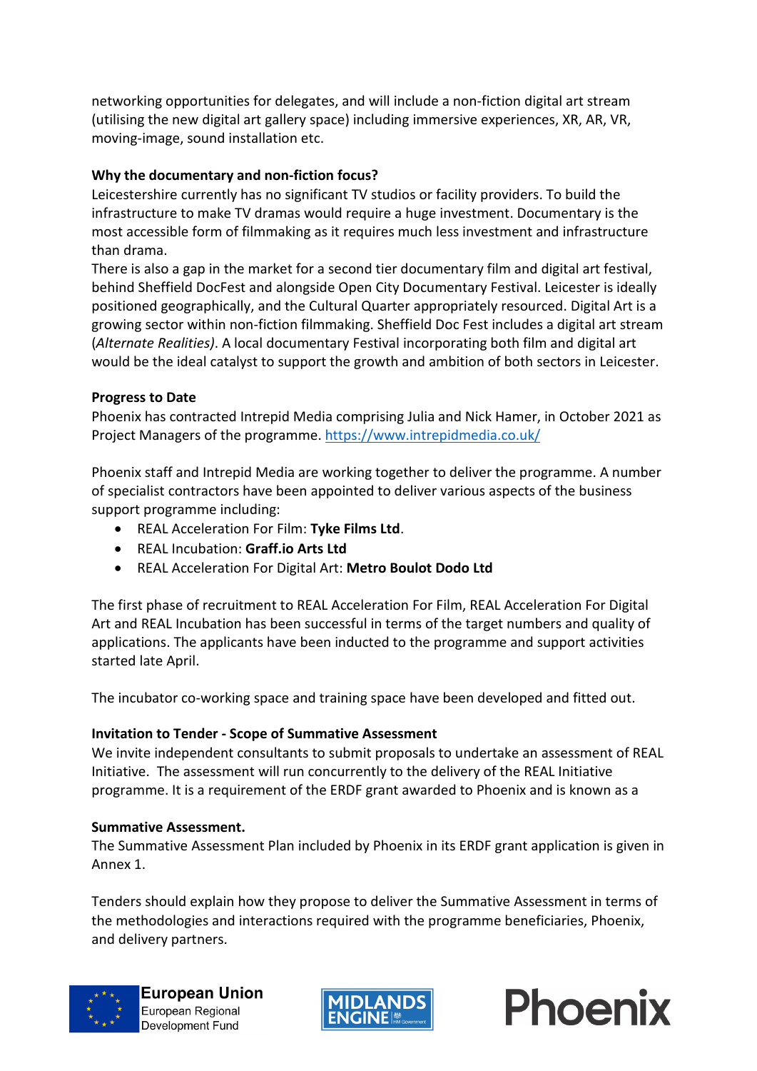networking opportunities for delegates, and will include a non-fiction digital art stream (utilising the new digital art gallery space) including immersive experiences, XR, AR, VR, moving-image, sound installation etc.

**Why the documentary and non-fiction focus?**

Leicestershire currently has no significant TV studios or facility providers. To build the infrastructure to make TV dramas would require a huge investment. Documentary is the most accessible form of filmmaking as it requires much less investment and infrastructure than drama.

There is also a gap in the market for a second tier documentary film and digital art festival, behind Sheffield DocFest and alongside Open City Documentary Festival. Leicester is ideally positioned geographically, and the Cultural Quarter appropriately resourced. Digital Art is a growing sector within non-fiction filmmaking. Sheffield Doc Fest includes a digital art stream (*Alternate Realities)*. A local documentary Festival incorporating both film and digital art would be the ideal catalyst to support the growth and ambition of both sectors in Leicester.

**Progress to Date**

Phoenix has contracted Intrepid Media comprising Julia and Nick Hamer, in October 2021 as Project Managers of the programme. https://www.intrepidmedia.co.uk/

Phoenix staff and Intrepid Media are working together to deliver the programme. A number of specialist contractors have been appointed to deliver various aspects of the business support programme including:

- REAL Acceleration For Film: **Tyke Films Ltd**.
- REAL Incubation: **Graff.io Arts Ltd**
- REAL Acceleration For Digital Art: **Metro Boulot Dodo Ltd**

The first phase of recruitment to REAL Acceleration For Film, REAL Acceleration For Digital Art and REAL Incubation has been successful in terms of the target numbers and quality of applications. The applicants have been inducted to the programme and support activities started late April.

The incubator co-working space and training space have been developed and fitted out.

**Invitation to Tender - Scope of Summative Assessment**

We invite independent consultants to submit proposals to undertake an assessment of REAL Initiative. The assessment will run concurrently to the delivery of the REAL Initiative programme. It is a requirement of the ERDF grant awarded to Phoenix and is known as a

**Summative Assessment.**

The Summative Assessment Plan included by Phoenix in its ERDF grant application is given in Annex 1.

Tenders should explain how they propose to deliver the Summative Assessment in terms of the methodologies and interactions required with the programme beneficiaries, Phoenix, and delivery partners.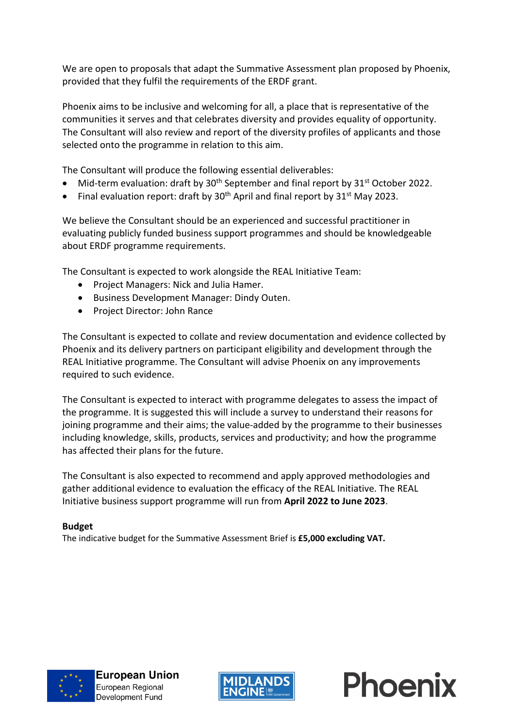We are open to proposals that adapt the Summative Assessment plan proposed by Phoenix, provided that they fulfil the requirements of the ERDF grant.

Phoenix aims to be inclusive and welcoming for all, a place that is representative of the communities it serves and that celebrates diversity and provides equality of opportunity. The Consultant will also review and report of the diversity profiles of applicants and those selected onto the programme in relation to this aim.

The Consultant will produce the following essential deliverables:

- Mid-term evaluation: draft by 30th September and final report by 31st October 2022.
- Final evaluation report: draft by 30th April and final report by 31st May 2023.

We believe the Consultant should be an experienced and successful practitioner in evaluating publicly funded business support programmes and should be knowledgeable about ERDF programme requirements.

The Consultant is expected to work alongside the REAL Initiative Team:

- Project Managers: Nick and Julia Hamer.
- Business Development Manager: Dindy Outen.
- Project Director: John Rance

The Consultant is expected to collate and review documentation and evidence collected by Phoenix and its delivery partners on participant eligibility and development through the REAL Initiative programme. The Consultant will advise Phoenix on any improvements required to such evidence.

The Consultant is expected to interact with programme delegates to assess the impact of the programme. It is suggested this will include a survey to understand their reasons for joining programme and their aims; the value-added by the programme to their businesses including knowledge, skills, products, services and productivity; and how the programme has affected their plans for the future.

The Consultant is also expected to recommend and apply approved methodologies and gather additional evidence to evaluation the efficacy of the REAL Initiative. The REAL Initiative business support programme will run from **April 2022 to June 2023**.

**Budget**

The indicative budget for the Summative Assessment Brief is **£5,000 excluding VAT.**

European Union European Regional Development Fund

MIDLANDS ENGINE HM Government

Phoenix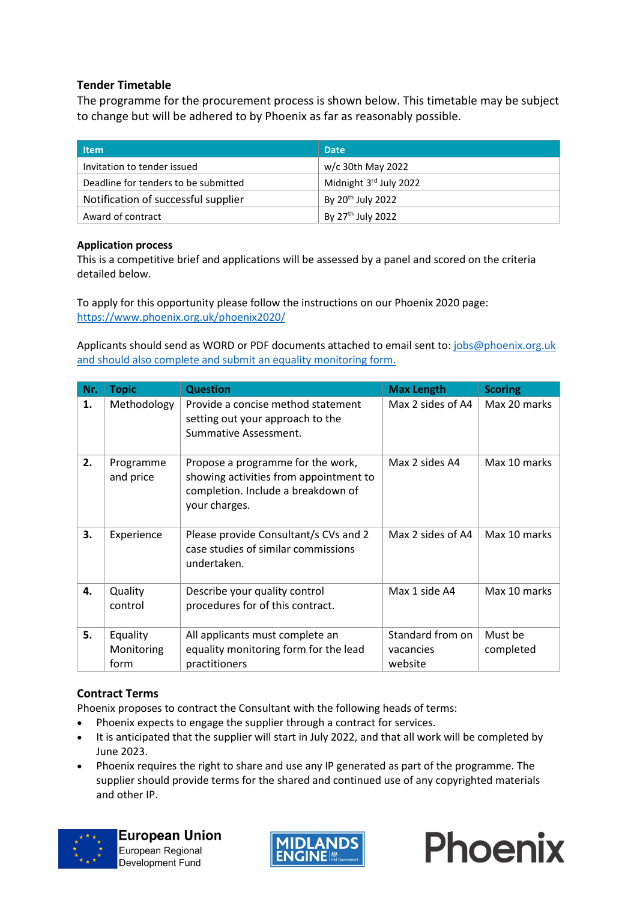### Tender Timetable

The programme for the procurement process is shown below. This timetable may be subject to change but will be adhered to by Phoenix as far as reasonably possible.

| Item | Date |
| --- | --- |
| Invitation to tender issued | w/c 30th May 2022 |
| Deadline for tenders to be submitted | Midnight 3rd July 2022 |
| Notification of successful supplier | By 20th July 2022 |
| Award of contract | By 27th July 2022 |

### Application process

This is a competitive brief and applications will be assessed by a panel and scored on the criteria detailed below.

To apply for this opportunity please follow the instructions on our Phoenix 2020 page: https://www.phoenix.org.uk/phoenix2020/

Applicants should send as WORD or PDF documents attached to email sent to: jobs@phoenix.org.uk and should also complete and submit an equality monitoring form.

| Nr. | Topic | Question | Max Length | Scoring |
| --- | --- | --- | --- | --- |
| **1.** | Methodology | Provide a concise method statement setting out your approach to the Summative Assessment. | Max 2 sides of A4 | Max 20 marks |
| **2.** | Programme and price | Propose a programme for the work, showing activities from appointment to completion. Include a breakdown of your charges. | Max 2 sides A4 | Max 10 marks |
| **3.** | Experience | Please provide Consultant/s CVs and 2 case studies of similar commissions undertaken. | Max 2 sides of A4 | Max 10 marks |
| **4.** | Quality control | Describe your quality control procedures for of this contract. | Max 1 side A4 | Max 10 marks |
| **5.** | Equality Monitoring form | All applicants must complete an equality monitoring form for the lead practitioners | Standard from on vacancies website | Must be completed |

### Contract Terms

Phoenix proposes to contract the Consultant with the following heads of terms:

- Phoenix expects to engage the supplier through a contract for services.
- It is anticipated that the supplier will start in July 2022, and that all work will be completed by June 2023.
- Phoenix requires the right to share and use any IP generated as part of the programme. The supplier should provide terms for the shared and continued use of any copyrighted materials and other IP.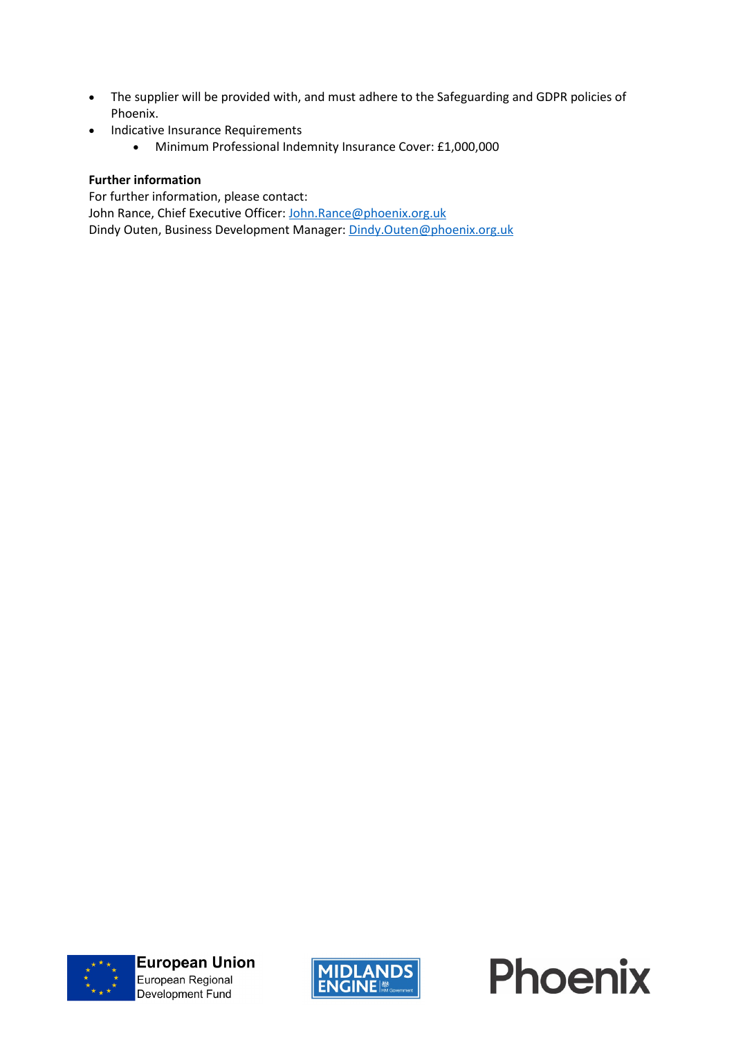- The supplier will be provided with, and must adhere to the Safeguarding and GDPR policies of Phoenix.
- Indicative Insurance Requirements
  - Minimum Professional Indemnity Insurance Cover: £1,000,000

**Further information**

For further information, please contact:
John Rance, Chief Executive Officer: John.Rance@phoenix.org.uk
Dindy Outen, Business Development Manager: Dindy.Outen@phoenix.org.uk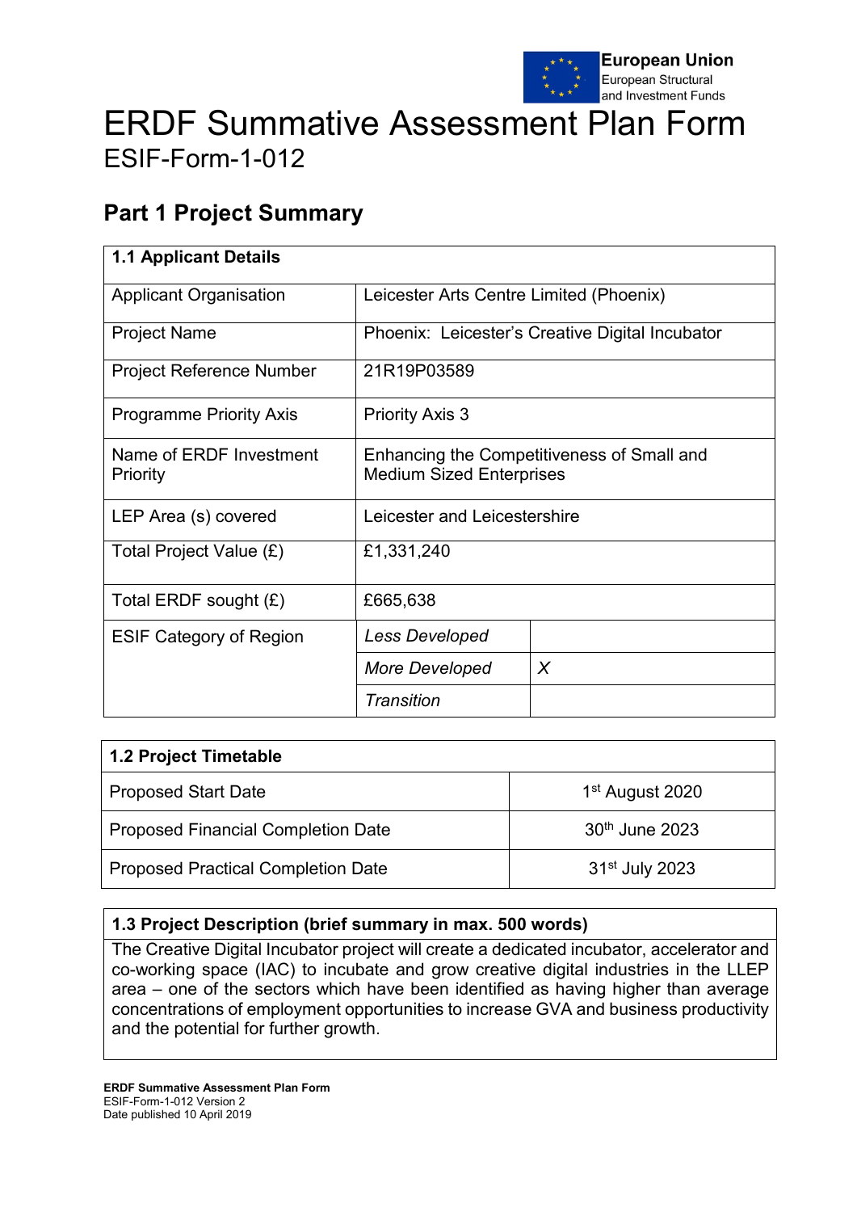European Union
European Structural and Investment Funds

# ERDF Summative Assessment Plan Form

ESIF-Form-1-012

## Part 1 Project Summary

| 1.1 Applicant Details | | |
|---|---|---|
| Applicant Organisation | Leicester Arts Centre Limited (Phoenix) | |
| Project Name | Phoenix: Leicester's Creative Digital Incubator | |
| Project Reference Number | 21R19P03589 | |
| Programme Priority Axis | Priority Axis 3 | |
| Name of ERDF Investment Priority | Enhancing the Competitiveness of Small and Medium Sized Enterprises | |
| LEP Area (s) covered | Leicester and Leicestershire | |
| Total Project Value (£) | £1,331,240 | |
| Total ERDF sought (£) | £665,638 | |
| ESIF Category of Region | *Less Developed* | |
| | *More Developed* | X |
| | *Transition* | |

| 1.2 Project Timetable | |
|---|---|
| Proposed Start Date | 1st August 2020 |
| Proposed Financial Completion Date | 30th June 2023 |
| Proposed Practical Completion Date | 31st July 2023 |

| 1.3 Project Description (brief summary in max. 500 words) |
|---|
| The Creative Digital Incubator project will create a dedicated incubator, accelerator and co-working space (IAC) to incubate and grow creative digital industries in the LLEP area – one of the sectors which have been identified as having higher than average concentrations of employment opportunities to increase GVA and business productivity and the potential for further growth. |

**ERDF Summative Assessment Plan Form**
ESIF-Form-1-012 Version 2
Date published 10 April 2019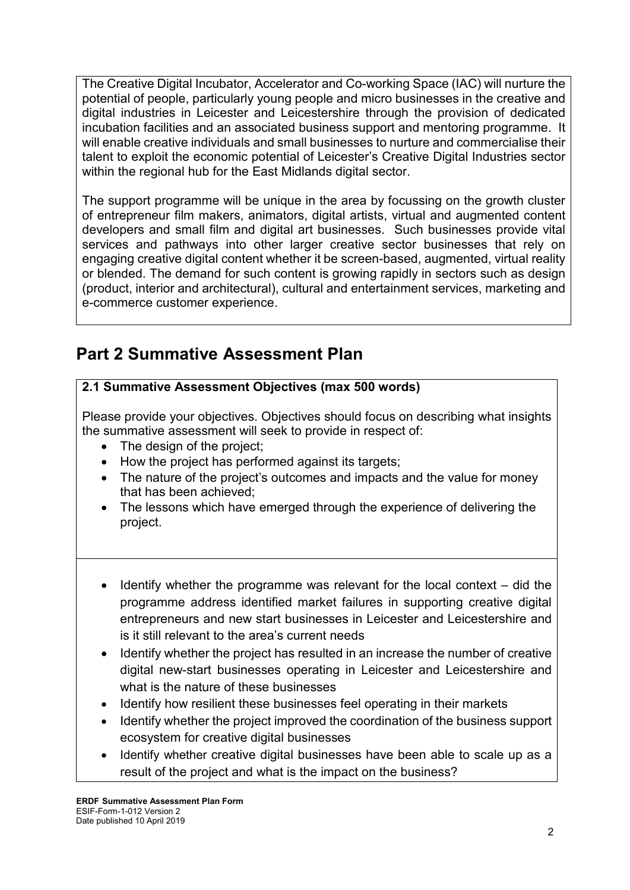The Creative Digital Incubator, Accelerator and Co-working Space (IAC) will nurture the potential of people, particularly young people and micro businesses in the creative and digital industries in Leicester and Leicestershire through the provision of dedicated incubation facilities and an associated business support and mentoring programme. It will enable creative individuals and small businesses to nurture and commercialise their talent to exploit the economic potential of Leicester's Creative Digital Industries sector within the regional hub for the East Midlands digital sector.

The support programme will be unique in the area by focussing on the growth cluster of entrepreneur film makers, animators, digital artists, virtual and augmented content developers and small film and digital art businesses. Such businesses provide vital services and pathways into other larger creative sector businesses that rely on engaging creative digital content whether it be screen-based, augmented, virtual reality or blended. The demand for such content is growing rapidly in sectors such as design (product, interior and architectural), cultural and entertainment services, marketing and e-commerce customer experience.

# Part 2 Summative Assessment Plan

**2.1 Summative Assessment Objectives (max 500 words)**

Please provide your objectives. Objectives should focus on describing what insights the summative assessment will seek to provide in respect of:

- The design of the project;
- How the project has performed against its targets;
- The nature of the project's outcomes and impacts and the value for money that has been achieved;
- The lessons which have emerged through the experience of delivering the project.

- Identify whether the programme was relevant for the local context – did the programme address identified market failures in supporting creative digital entrepreneurs and new start businesses in Leicester and Leicestershire and is it still relevant to the area's current needs
- Identify whether the project has resulted in an increase the number of creative digital new-start businesses operating in Leicester and Leicestershire and what is the nature of these businesses
- Identify how resilient these businesses feel operating in their markets
- Identify whether the project improved the coordination of the business support ecosystem for creative digital businesses
- Identify whether creative digital businesses have been able to scale up as a result of the project and what is the impact on the business?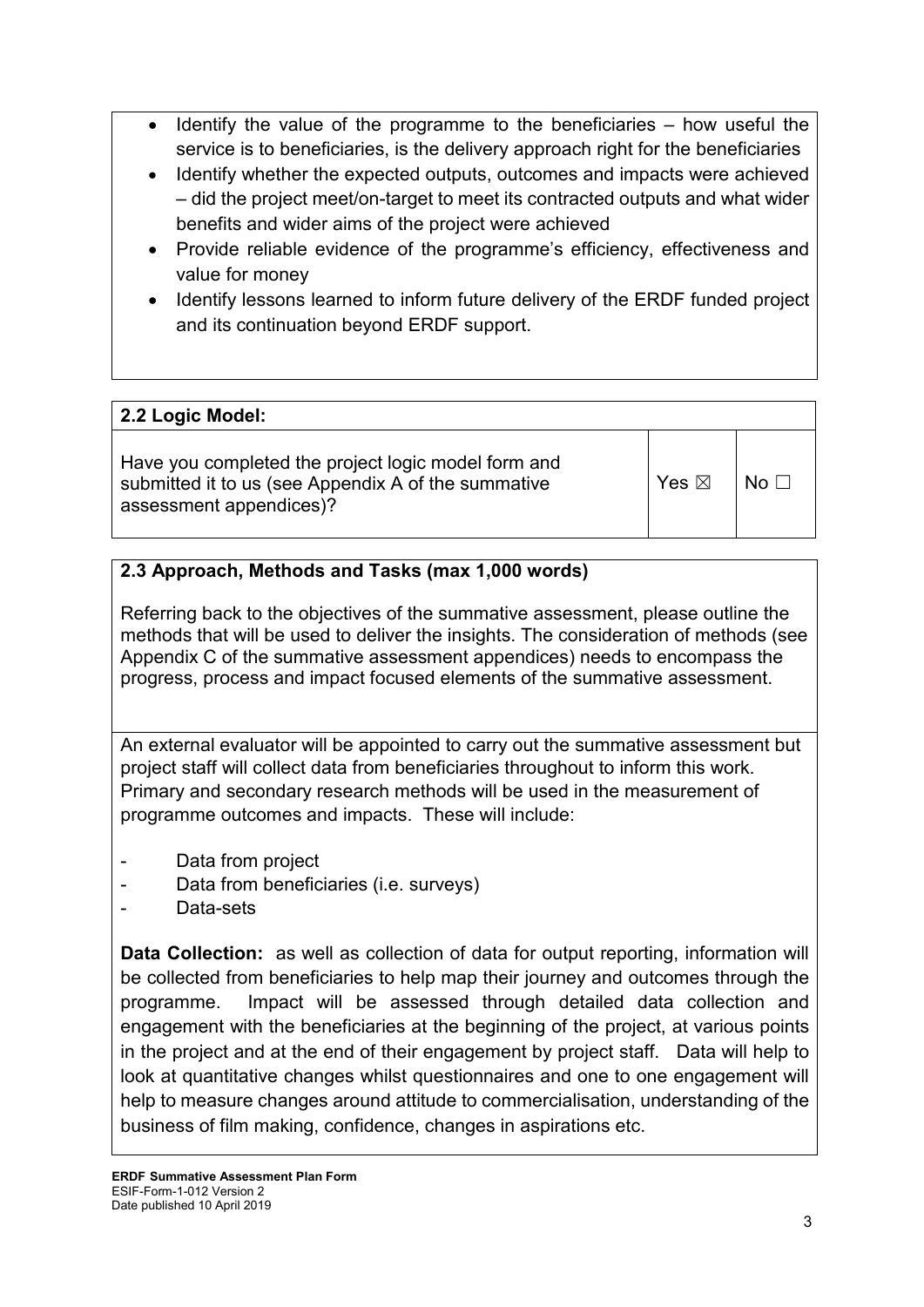- Identify the value of the programme to the beneficiaries – how useful the service is to beneficiaries, is the delivery approach right for the beneficiaries
- Identify whether the expected outputs, outcomes and impacts were achieved – did the project meet/on-target to meet its contracted outputs and what wider benefits and wider aims of the project were achieved
- Provide reliable evidence of the programme's efficiency, effectiveness and value for money
- Identify lessons learned to inform future delivery of the ERDF funded project and its continuation beyond ERDF support.

### 2.2 Logic Model:

| Have you completed the project logic model form and submitted it to us (see Appendix A of the summative assessment appendices)? | Yes ☒ | No ☐ |
|---|---|---|

### 2.3 Approach, Methods and Tasks (max 1,000 words)

Referring back to the objectives of the summative assessment, please outline the methods that will be used to deliver the insights. The consideration of methods (see Appendix C of the summative assessment appendices) needs to encompass the progress, process and impact focused elements of the summative assessment.

An external evaluator will be appointed to carry out the summative assessment but project staff will collect data from beneficiaries throughout to inform this work. Primary and secondary research methods will be used in the measurement of programme outcomes and impacts. These will include:

- Data from project
- Data from beneficiaries (i.e. surveys)
- Data-sets

**Data Collection:** as well as collection of data for output reporting, information will be collected from beneficiaries to help map their journey and outcomes through the programme. Impact will be assessed through detailed data collection and engagement with the beneficiaries at the beginning of the project, at various points in the project and at the end of their engagement by project staff. Data will help to look at quantitative changes whilst questionnaires and one to one engagement will help to measure changes around attitude to commercialisation, understanding of the business of film making, confidence, changes in aspirations etc.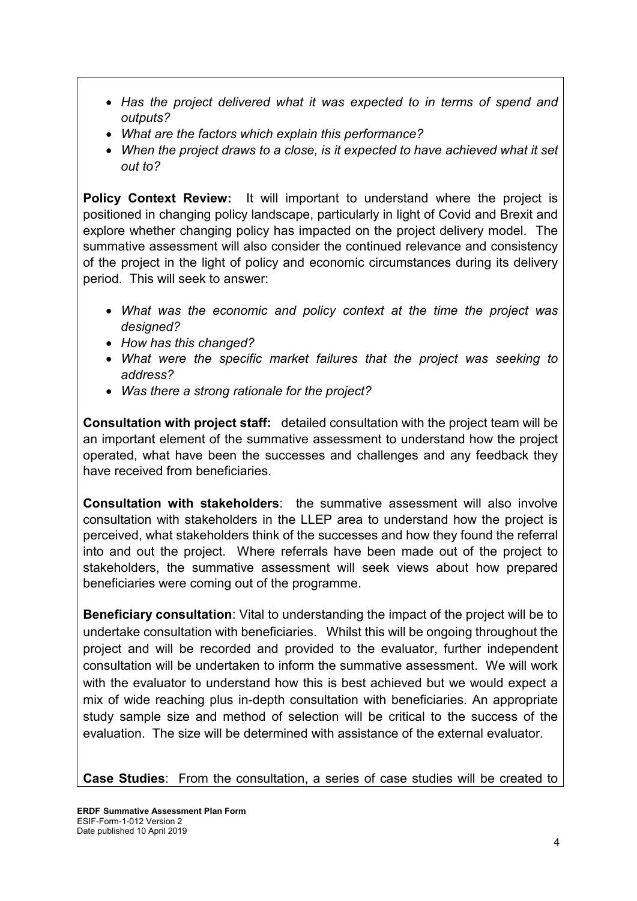- *Has the project delivered what it was expected to in terms of spend and outputs?*
- *What are the factors which explain this performance?*
- *When the project draws to a close, is it expected to have achieved what it set out to?*

**Policy Context Review:** It will important to understand where the project is positioned in changing policy landscape, particularly in light of Covid and Brexit and explore whether changing policy has impacted on the project delivery model. The summative assessment will also consider the continued relevance and consistency of the project in the light of policy and economic circumstances during its delivery period. This will seek to answer:

- *What was the economic and policy context at the time the project was designed?*
- *How has this changed?*
- *What were the specific market failures that the project was seeking to address?*
- *Was there a strong rationale for the project?*

**Consultation with project staff:** detailed consultation with the project team will be an important element of the summative assessment to understand how the project operated, what have been the successes and challenges and any feedback they have received from beneficiaries.

**Consultation with stakeholders**: the summative assessment will also involve consultation with stakeholders in the LLEP area to understand how the project is perceived, what stakeholders think of the successes and how they found the referral into and out the project. Where referrals have been made out of the project to stakeholders, the summative assessment will seek views about how prepared beneficiaries were coming out of the programme.

**Beneficiary consultation**: Vital to understanding the impact of the project will be to undertake consultation with beneficiaries. Whilst this will be ongoing throughout the project and will be recorded and provided to the evaluator, further independent consultation will be undertaken to inform the summative assessment. We will work with the evaluator to understand how this is best achieved but we would expect a mix of wide reaching plus in-depth consultation with beneficiaries. An appropriate study sample size and method of selection will be critical to the success of the evaluation. The size will be determined with assistance of the external evaluator.

**Case Studies**: From the consultation, a series of case studies will be created to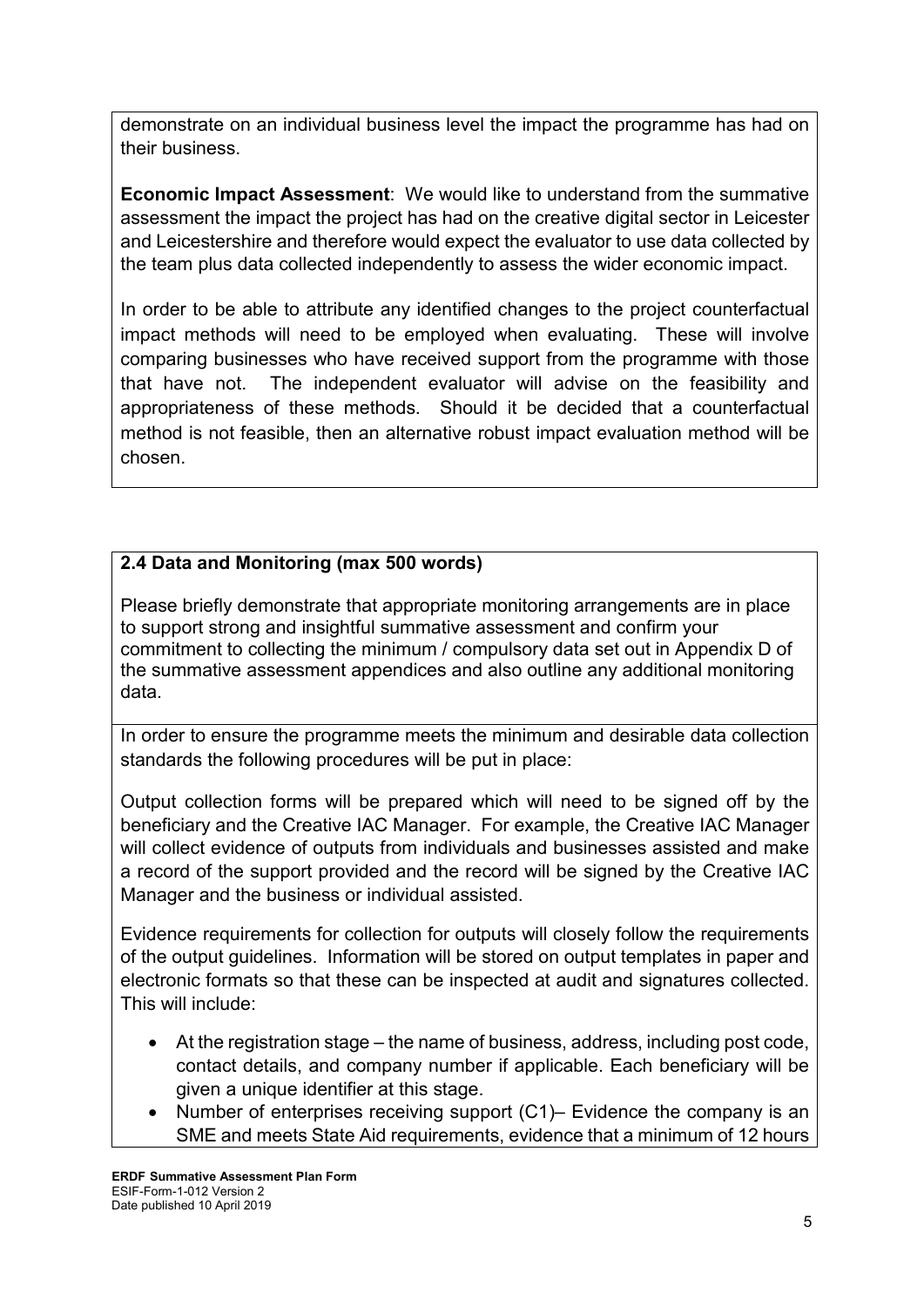demonstrate on an individual business level the impact the programme has had on their business.

**Economic Impact Assessment**: We would like to understand from the summative assessment the impact the project has had on the creative digital sector in Leicester and Leicestershire and therefore would expect the evaluator to use data collected by the team plus data collected independently to assess the wider economic impact.

In order to be able to attribute any identified changes to the project counterfactual impact methods will need to be employed when evaluating. These will involve comparing businesses who have received support from the programme with those that have not. The independent evaluator will advise on the feasibility and appropriateness of these methods. Should it be decided that a counterfactual method is not feasible, then an alternative robust impact evaluation method will be chosen.

## 2.4 Data and Monitoring (max 500 words)

Please briefly demonstrate that appropriate monitoring arrangements are in place to support strong and insightful summative assessment and confirm your commitment to collecting the minimum / compulsory data set out in Appendix D of the summative assessment appendices and also outline any additional monitoring data.

In order to ensure the programme meets the minimum and desirable data collection standards the following procedures will be put in place:

Output collection forms will be prepared which will need to be signed off by the beneficiary and the Creative IAC Manager. For example, the Creative IAC Manager will collect evidence of outputs from individuals and businesses assisted and make a record of the support provided and the record will be signed by the Creative IAC Manager and the business or individual assisted.

Evidence requirements for collection for outputs will closely follow the requirements of the output guidelines. Information will be stored on output templates in paper and electronic formats so that these can be inspected at audit and signatures collected. This will include:

- At the registration stage – the name of business, address, including post code, contact details, and company number if applicable. Each beneficiary will be given a unique identifier at this stage.
- Number of enterprises receiving support (C1)– Evidence the company is an SME and meets State Aid requirements, evidence that a minimum of 12 hours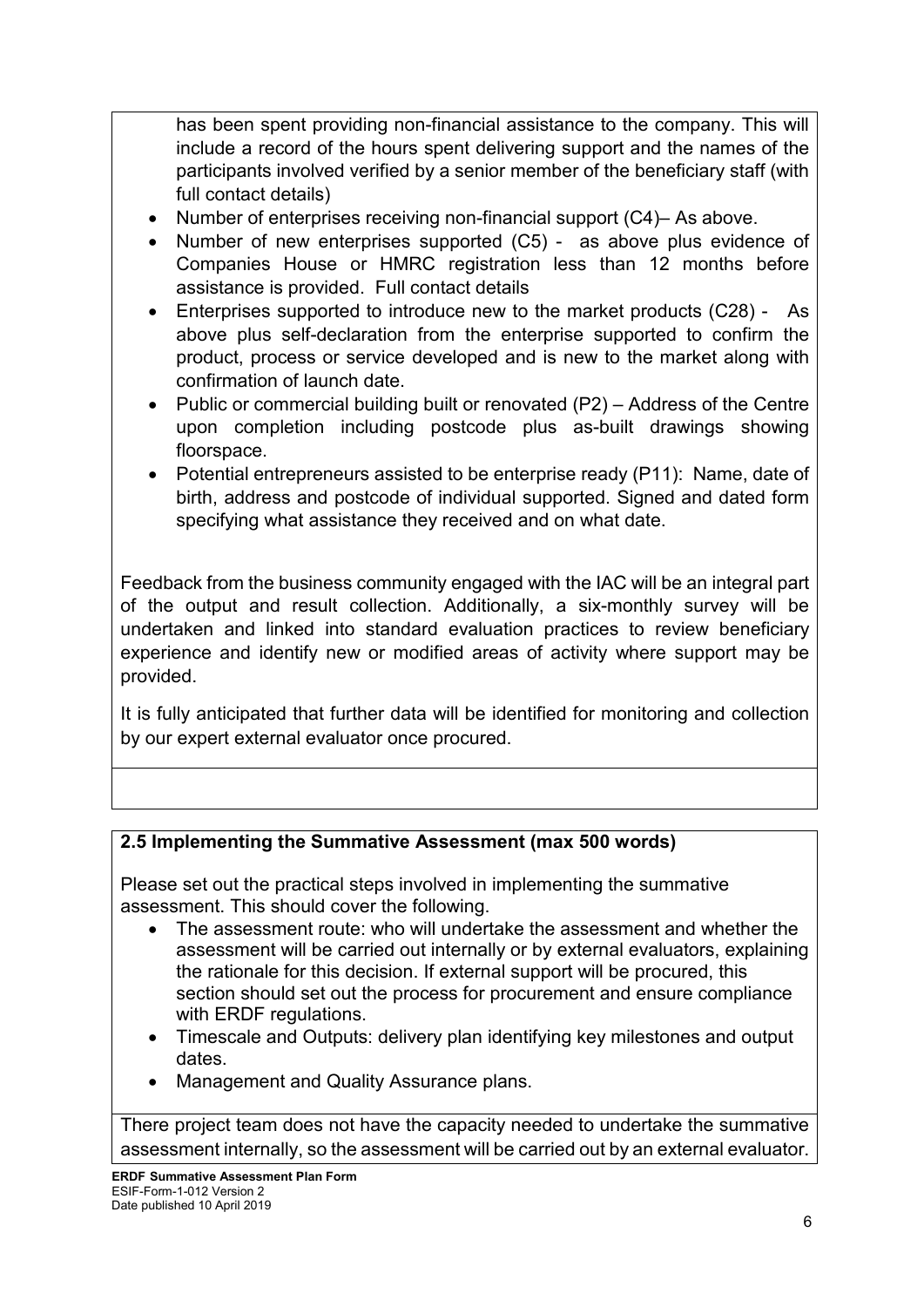has been spent providing non-financial assistance to the company. This will include a record of the hours spent delivering support and the names of the participants involved verified by a senior member of the beneficiary staff (with full contact details)

- Number of enterprises receiving non-financial support (C4)– As above.
- Number of new enterprises supported (C5) - as above plus evidence of Companies House or HMRC registration less than 12 months before assistance is provided. Full contact details
- Enterprises supported to introduce new to the market products (C28) - As above plus self-declaration from the enterprise supported to confirm the product, process or service developed and is new to the market along with confirmation of launch date.
- Public or commercial building built or renovated (P2) – Address of the Centre upon completion including postcode plus as-built drawings showing floorspace.
- Potential entrepreneurs assisted to be enterprise ready (P11): Name, date of birth, address and postcode of individual supported. Signed and dated form specifying what assistance they received and on what date.

Feedback from the business community engaged with the IAC will be an integral part of the output and result collection. Additionally, a six-monthly survey will be undertaken and linked into standard evaluation practices to review beneficiary experience and identify new or modified areas of activity where support may be provided.

It is fully anticipated that further data will be identified for monitoring and collection by our expert external evaluator once procured.

**2.5 Implementing the Summative Assessment (max 500 words)**

Please set out the practical steps involved in implementing the summative assessment. This should cover the following.

- The assessment route: who will undertake the assessment and whether the assessment will be carried out internally or by external evaluators, explaining the rationale for this decision. If external support will be procured, this section should set out the process for procurement and ensure compliance with ERDF regulations.
- Timescale and Outputs: delivery plan identifying key milestones and output dates.
- Management and Quality Assurance plans.

There project team does not have the capacity needed to undertake the summative assessment internally, so the assessment will be carried out by an external evaluator.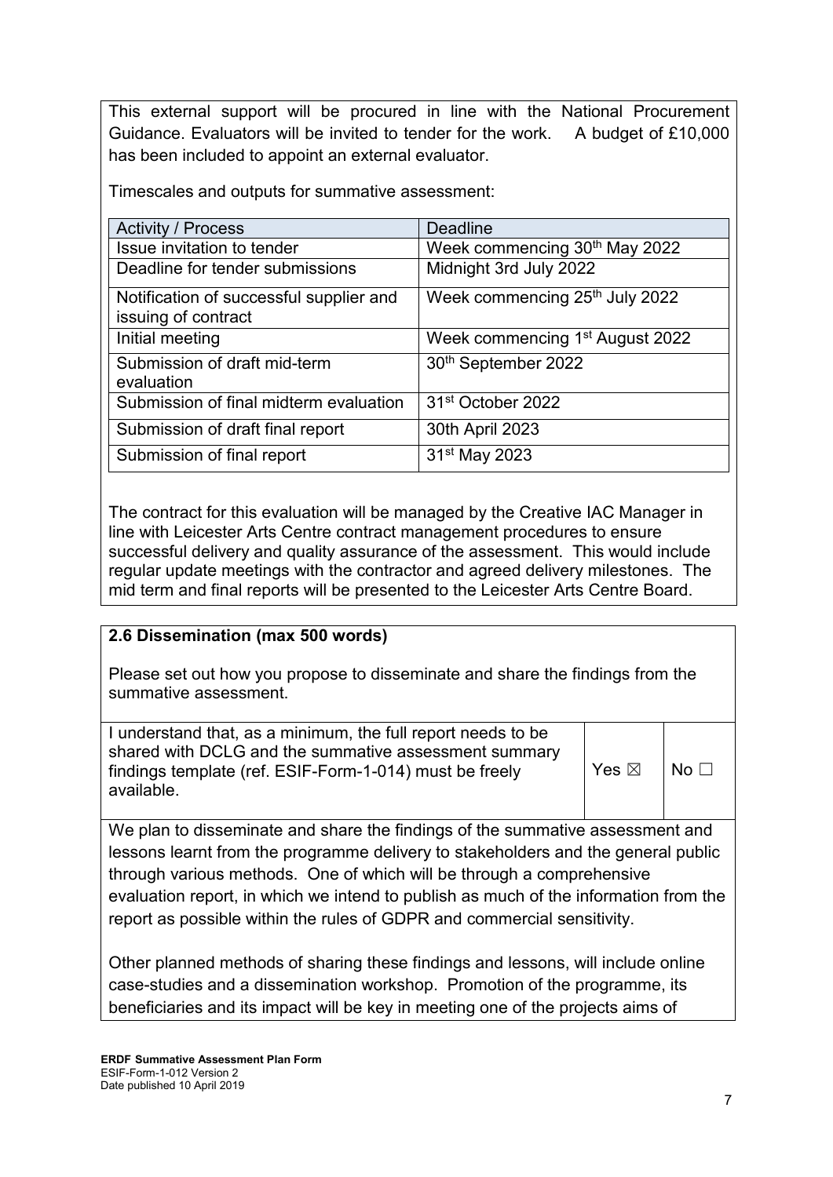This external support will be procured in line with the National Procurement Guidance. Evaluators will be invited to tender for the work. A budget of £10,000 has been included to appoint an external evaluator.

Timescales and outputs for summative assessment:

| Activity / Process | Deadline |
| --- | --- |
| Issue invitation to tender | Week commencing 30th May 2022 |
| Deadline for tender submissions | Midnight 3rd July 2022 |
| Notification of successful supplier and issuing of contract | Week commencing 25th July 2022 |
| Initial meeting | Week commencing 1st August 2022 |
| Submission of draft mid-term evaluation | 30th September 2022 |
| Submission of final midterm evaluation | 31st October 2022 |
| Submission of draft final report | 30th April 2023 |
| Submission of final report | 31st May 2023 |

The contract for this evaluation will be managed by the Creative IAC Manager in line with Leicester Arts Centre contract management procedures to ensure successful delivery and quality assurance of the assessment. This would include regular update meetings with the contractor and agreed delivery milestones. The mid term and final reports will be presented to the Leicester Arts Centre Board.

## 2.6 Dissemination (max 500 words)

Please set out how you propose to disseminate and share the findings from the summative assessment.

| I understand that, as a minimum, the full report needs to be shared with DCLG and the summative assessment summary findings template (ref. ESIF-Form-1-014) must be freely available. | Yes ☒ | No ☐ |
| --- | --- | --- |

We plan to disseminate and share the findings of the summative assessment and lessons learnt from the programme delivery to stakeholders and the general public through various methods. One of which will be through a comprehensive evaluation report, in which we intend to publish as much of the information from the report as possible within the rules of GDPR and commercial sensitivity.

Other planned methods of sharing these findings and lessons, will include online case-studies and a dissemination workshop. Promotion of the programme, its beneficiaries and its impact will be key in meeting one of the projects aims of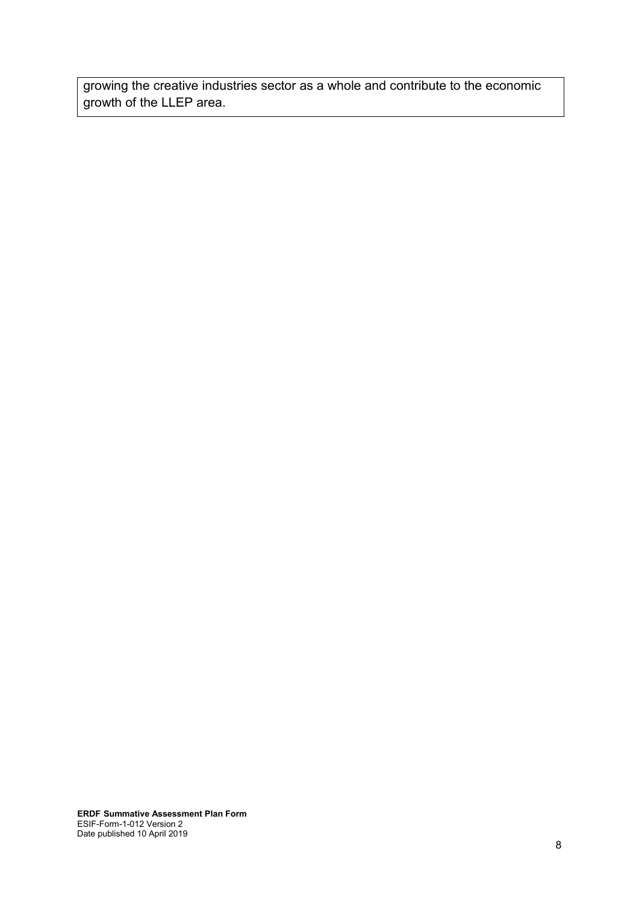growing the creative industries sector as a whole and contribute to the economic growth of the LLEP area.